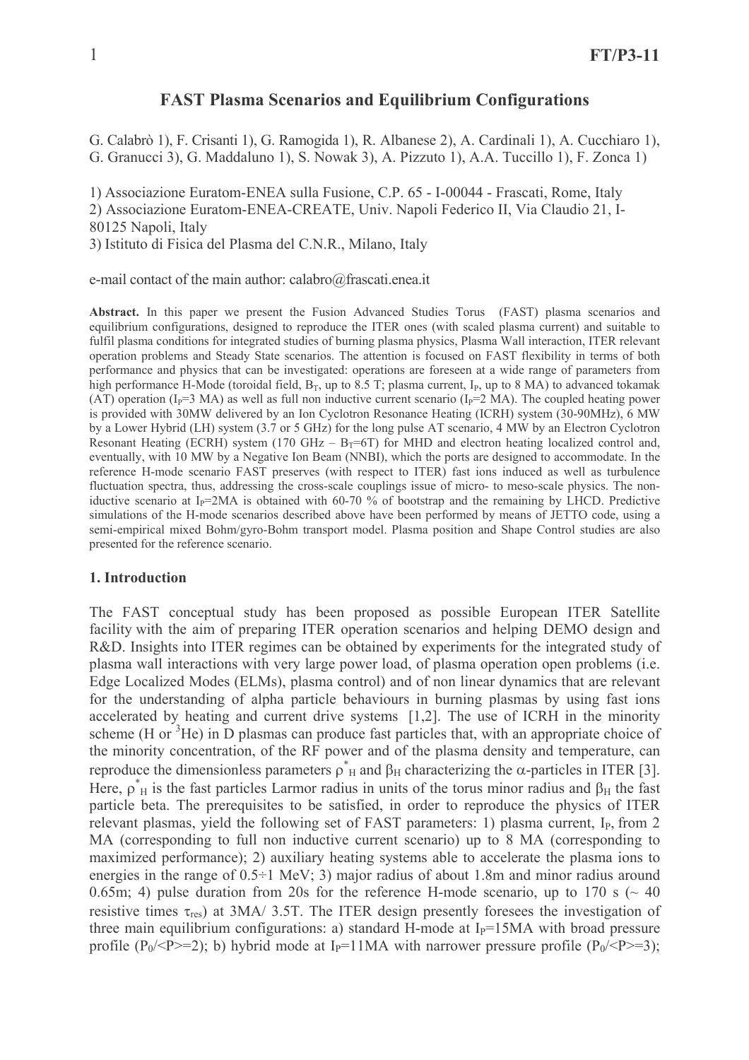# FAST Plasma Scenarios and Equilibrium Configurations

G. Calabrò 1), F. Crisanti 1), G. Ramogida 1), R. Albanese 2), A. Cardinali 1), A. Cucchiaro 1), G. Granucci 3), G. Maddaluno 1), S. Nowak 3), A. Pizzuto 1), A.A. Tuccillo 1), F. Zonca 1)

1) Associazione Euratom-ENEA sulla Fusione, C.P. 65 - I-00044 - Frascati, Rome, Italy
2) Associazione Euratom-ENEA-CREATE, Univ. Napoli Federico II, Via Claudio 21, I-80125 Napoli, Italy
3) Istituto di Fisica del Plasma del C.N.R., Milano, Italy

e-mail contact of the main author: calabro@frascati.enea.it

**Abstract.** In this paper we present the Fusion Advanced Studies Torus (FAST) plasma scenarios and equilibrium configurations, designed to reproduce the ITER ones (with scaled plasma current) and suitable to fulfil plasma conditions for integrated studies of burning plasma physics, Plasma Wall interaction, ITER relevant operation problems and Steady State scenarios. The attention is focused on FAST flexibility in terms of both performance and physics that can be investigated: operations are foreseen at a wide range of parameters from high performance H-Mode (toroidal field, $B_T$, up to 8.5 T; plasma current, $I_P$, up to 8 MA) to advanced tokamak (AT) operation ($I_P$=3 MA) as well as full non inductive current scenario ($I_P$=2 MA). The coupled heating power is provided with 30MW delivered by an Ion Cyclotron Resonance Heating (ICRH) system (30-90MHz), 6 MW by a Lower Hybrid (LH) system (3.7 or 5 GHz) for the long pulse AT scenario, 4 MW by an Electron Cyclotron Resonant Heating (ECRH) system (170 GHz – $B_T$=6T) for MHD and electron heating localized control and, eventually, with 10 MW by a Negative Ion Beam (NNBI), which the ports are designed to accommodate. In the reference H-mode scenario FAST preserves (with respect to ITER) fast ions induced as well as turbulence fluctuation spectra, thus, addressing the cross-scale couplings issue of micro- to meso-scale physics. The non-iductive scenario at $I_P$=2MA is obtained with 60-70 % of bootstrap and the remaining by LHCD. Predictive simulations of the H-mode scenarios described above have been performed by means of JETTO code, using a semi-empirical mixed Bohm/gyro-Bohm transport model. Plasma position and Shape Control studies are also presented for the reference scenario.

## 1. Introduction

The FAST conceptual study has been proposed as possible European ITER Satellite facility with the aim of preparing ITER operation scenarios and helping DEMO design and R&D. Insights into ITER regimes can be obtained by experiments for the integrated study of plasma wall interactions with very large power load, of plasma operation open problems (i.e. Edge Localized Modes (ELMs), plasma control) and of non linear dynamics that are relevant for the understanding of alpha particle behaviours in burning plasmas by using fast ions accelerated by heating and current drive systems [1,2]. The use of ICRH in the minority scheme (H or $^3$He) in D plasmas can produce fast particles that, with an appropriate choice of the minority concentration, of the RF power and of the plasma density and temperature, can reproduce the dimensionless parameters $\rho^*_H$ and $\beta_H$ characterizing the $\alpha$-particles in ITER [3]. Here, $\rho^*_H$ is the fast particles Larmor radius in units of the torus minor radius and $\beta_H$ the fast particle beta. The prerequisites to be satisfied, in order to reproduce the physics of ITER relevant plasmas, yield the following set of FAST parameters: 1) plasma current, $I_P$, from 2 MA (corresponding to full non inductive current scenario) up to 8 MA (corresponding to maximized performance); 2) auxiliary heating systems able to accelerate the plasma ions to energies in the range of 0.5÷1 MeV; 3) major radius of about 1.8m and minor radius around 0.65m; 4) pulse duration from 20s for the reference H-mode scenario, up to 170 s (~ 40 resistive times $\tau_{res}$) at 3MA/ 3.5T. The ITER design presently foresees the investigation of three main equilibrium configurations: a) standard H-mode at $I_P$=15MA with broad pressure profile ($P_0/\langle P \rangle$=2); b) hybrid mode at $I_P$=11MA with narrower pressure profile ($P_0/\langle P \rangle$=3);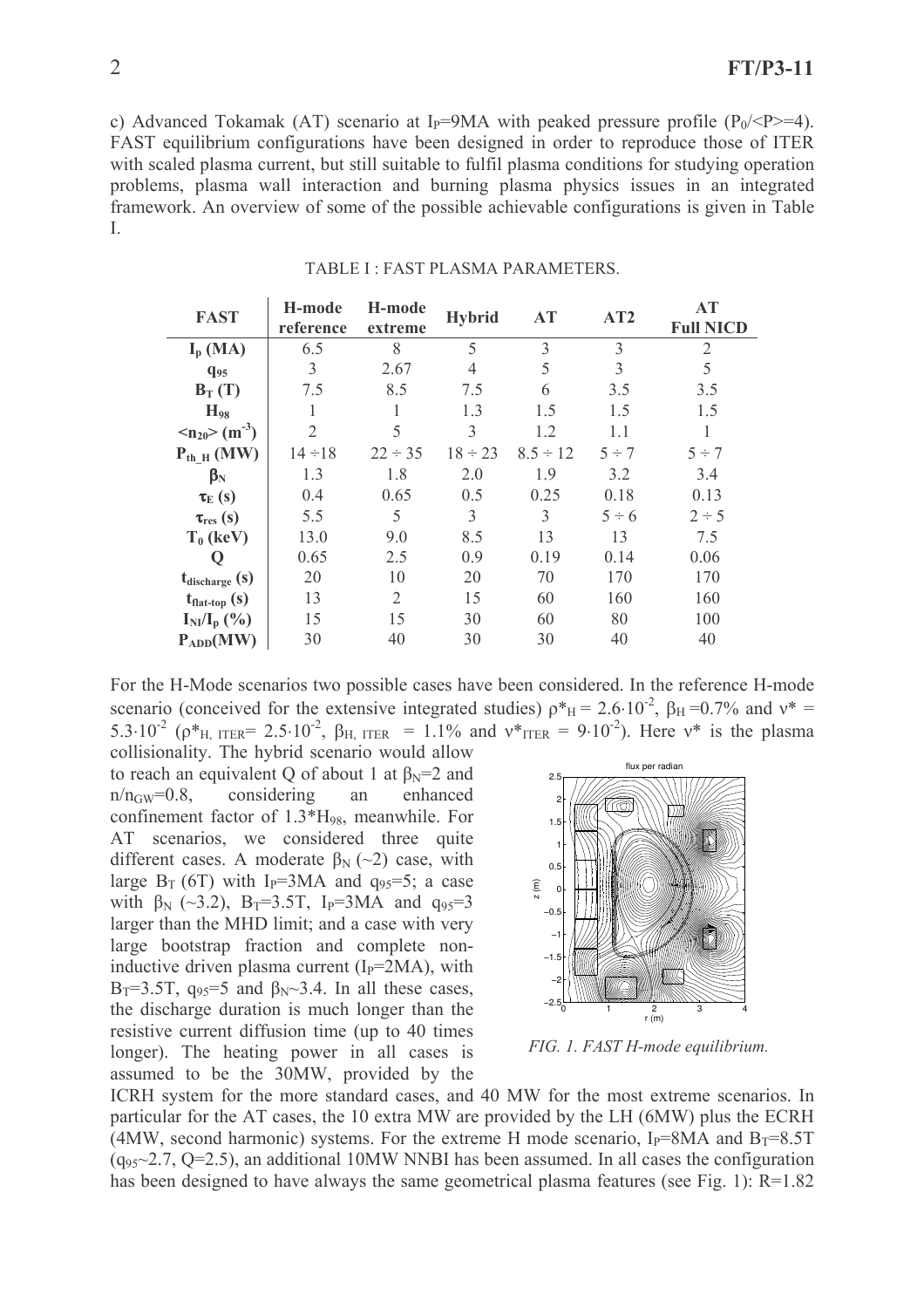c) Advanced Tokamak (AT) scenario at $I_P$=9MA with peaked pressure profile ($P_0/\langle P\rangle$=4). FAST equilibrium configurations have been designed in order to reproduce those of ITER with scaled plasma current, but still suitable to fulfil plasma conditions for studying operation problems, plasma wall interaction and burning plasma physics issues in an integrated framework. An overview of some of the possible achievable configurations is given in Table I.

TABLE I : FAST PLASMA PARAMETERS.

| FAST | H-mode reference | H-mode extreme | Hybrid | AT | AT2 | AT Full NICD |
|---|---|---|---|---|---|---|
| $I_p$ (MA) | 6.5 | 8 | 5 | 3 | 3 | 2 |
| $q_{95}$ | 3 | 2.67 | 4 | 5 | 3 | 5 |
| $B_T$ (T) | 7.5 | 8.5 | 7.5 | 6 | 3.5 | 3.5 |
| $H_{98}$ | 1 | 1 | 1.3 | 1.5 | 1.5 | 1.5 |
| $\langle n_{20}\rangle$ ($m^{-3}$) | 2 | 5 | 3 | 1.2 | 1.1 | 1 |
| $P_{th\_H}$ (MW) | 14 ÷18 | 22 ÷ 35 | 18 ÷ 23 | 8.5 ÷ 12 | 5 ÷ 7 | 5 ÷ 7 |
| $\beta_N$ | 1.3 | 1.8 | 2.0 | 1.9 | 3.2 | 3.4 |
| $\tau_E$ (s) | 0.4 | 0.65 | 0.5 | 0.25 | 0.18 | 0.13 |
| $\tau_{res}$ (s) | 5.5 | 5 | 3 | 3 | 5 ÷ 6 | 2 ÷ 5 |
| $T_0$ (keV) | 13.0 | 9.0 | 8.5 | 13 | 13 | 7.5 |
| Q | 0.65 | 2.5 | 0.9 | 0.19 | 0.14 | 0.06 |
| $t_{discharge}$ (s) | 20 | 10 | 20 | 70 | 170 | 170 |
| $t_{flat-top}$ (s) | 13 | 2 | 15 | 60 | 160 | 160 |
| $I_{NI}/I_p$ (%) | 15 | 15 | 30 | 60 | 80 | 100 |
| $P_{ADD}$(MW) | 30 | 40 | 30 | 30 | 40 | 40 |

For the H-Mode scenarios two possible cases have been considered. In the reference H-mode scenario (conceived for the extensive integrated studies) $\rho^*_H = 2.6\cdot10^{-2}$, $\beta_H$ =0.7% and $\nu^*$ = $5.3\cdot10^{-2}$ ($\rho^*_{H,\ ITER}$= $2.5\cdot10^{-2}$, $\beta_{H,\ ITER}$ = 1.1% and $\nu^*_{ITER} = 9\cdot10^{-2}$). Here $\nu^*$ is the plasma collisionality. The hybrid scenario would allow to reach an equivalent Q of about 1 at $\beta_N$=2 and $n/n_{GW}$=0.8, considering an enhanced confinement factor of 1.3*$H_{98}$, meanwhile. For AT scenarios, we considered three quite different cases. A moderate $\beta_N$ (~2) case, with large $B_T$ (6T) with $I_P$=3MA and $q_{95}$=5; a case with $\beta_N$ (~3.2), $B_T$=3.5T, $I_P$=3MA and $q_{95}$=3 larger than the MHD limit; and a case with very large bootstrap fraction and complete non-inductive driven plasma current ($I_P$=2MA), with $B_T$=3.5T, $q_{95}$=5 and $\beta_N$~3.4. In all these cases, the discharge duration is much longer than the resistive current diffusion time (up to 40 times longer). The heating power in all cases is assumed to be the 30MW, provided by the ICRH system for the more standard cases, and 40 MW for the most extreme scenarios. In particular for the AT cases, the 10 extra MW are provided by the LH (6MW) plus the ECRH (4MW, second harmonic) systems. For the extreme H mode scenario, $I_P$=8MA and $B_T$=8.5T ($q_{95}$~2.7, Q=2.5), an additional 10MW NNBI has been assumed. In all cases the configuration has been designed to have always the same geometrical plasma features (see Fig. 1): R=1.82

*FIG. 1. FAST H-mode equilibrium.*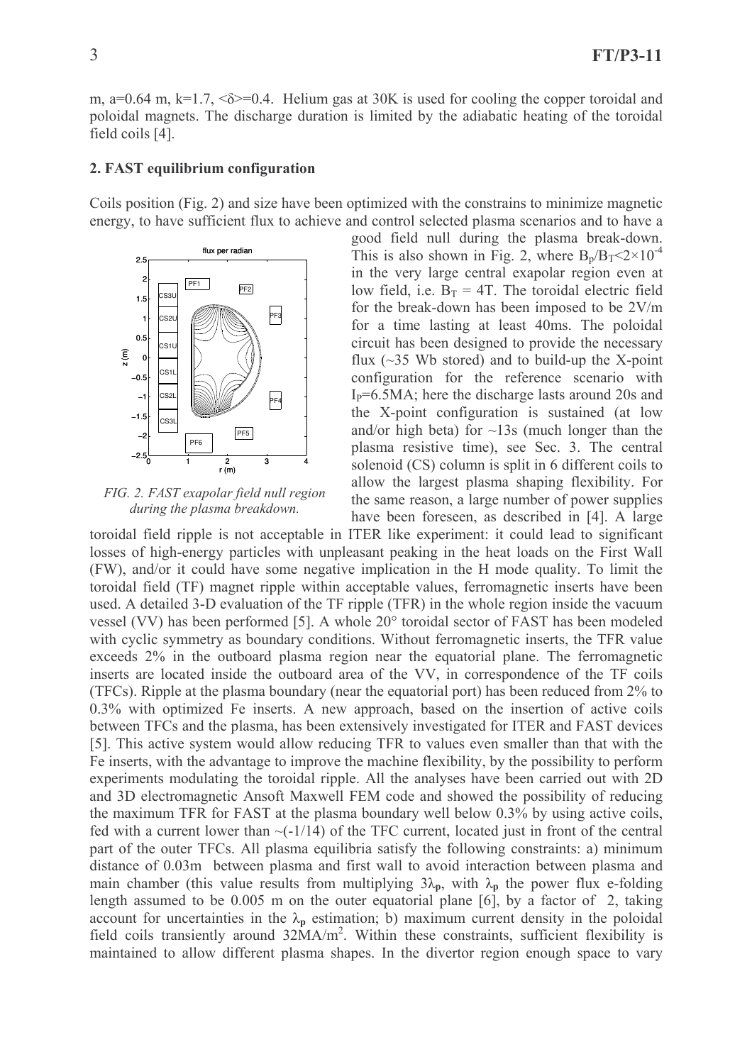m, a=0.64 m, k=1.7, <δ>=0.4. Helium gas at 30K is used for cooling the copper toroidal and poloidal magnets. The discharge duration is limited by the adiabatic heating of the toroidal field coils [4].

## 2. FAST equilibrium configuration

Coils position (Fig. 2) and size have been optimized with the constrains to minimize magnetic energy, to have sufficient flux to achieve and control selected plasma scenarios and to have a good field null during the plasma break-down. This is also shown in Fig. 2, where $B_p/B_T<2\times10^{-4}$ in the very large central exapolar region even at low field, i.e. $B_T$ = 4T. The toroidal electric field for the break-down has been imposed to be 2V/m for a time lasting at least 40ms. The poloidal circuit has been designed to provide the necessary flux (~35 Wb stored) and to build-up the X-point configuration for the reference scenario with $I_P$=6.5MA; here the discharge lasts around 20s and the X-point configuration is sustained (at low and/or high beta) for ~13s (much longer than the plasma resistive time), see Sec. 3. The central solenoid (CS) column is split in 6 different coils to allow the largest plasma shaping flexibility. For the same reason, a large number of power supplies have been foreseen, as described in [4]. A large toroidal field ripple is not acceptable in ITER like experiment: it could lead to significant losses of high-energy particles with unpleasant peaking in the heat loads on the First Wall (FW), and/or it could have some negative implication in the H mode quality. To limit the toroidal field (TF) magnet ripple within acceptable values, ferromagnetic inserts have been used. A detailed 3-D evaluation of the TF ripple (TFR) in the whole region inside the vacuum vessel (VV) has been performed [5]. A whole 20° toroidal sector of FAST has been modeled with cyclic symmetry as boundary conditions. Without ferromagnetic inserts, the TFR value exceeds 2% in the outboard plasma region near the equatorial plane. The ferromagnetic inserts are located inside the outboard area of the VV, in correspondence of the TF coils (TFCs). Ripple at the plasma boundary (near the equatorial port) has been reduced from 2% to 0.3% with optimized Fe inserts. A new approach, based on the insertion of active coils between TFCs and the plasma, has been extensively investigated for ITER and FAST devices [5]. This active system would allow reducing TFR to values even smaller than that with the Fe inserts, with the advantage to improve the machine flexibility, by the possibility to perform experiments modulating the toroidal ripple. All the analyses have been carried out with 2D and 3D electromagnetic Ansoft Maxwell FEM code and showed the possibility of reducing the maximum TFR for FAST at the plasma boundary well below 0.3% by using active coils, fed with a current lower than ~(-1/14) of the TFC current, located just in front of the central part of the outer TFCs. All plasma equilibria satisfy the following constraints: a) minimum distance of 0.03m between plasma and first wall to avoid interaction between plasma and main chamber (this value results from multiplying $3\lambda_p$, with $\lambda_p$ the power flux e-folding length assumed to be 0.005 m on the outer equatorial plane [6], by a factor of 2, taking account for uncertainties in the $\lambda_p$ estimation; b) maximum current density in the poloidal field coils transiently around 32MA/m$^2$. Within these constraints, sufficient flexibility is maintained to allow different plasma shapes. In the divertor region enough space to vary

*FIG. 2. FAST exapolar field null region during the plasma breakdown.*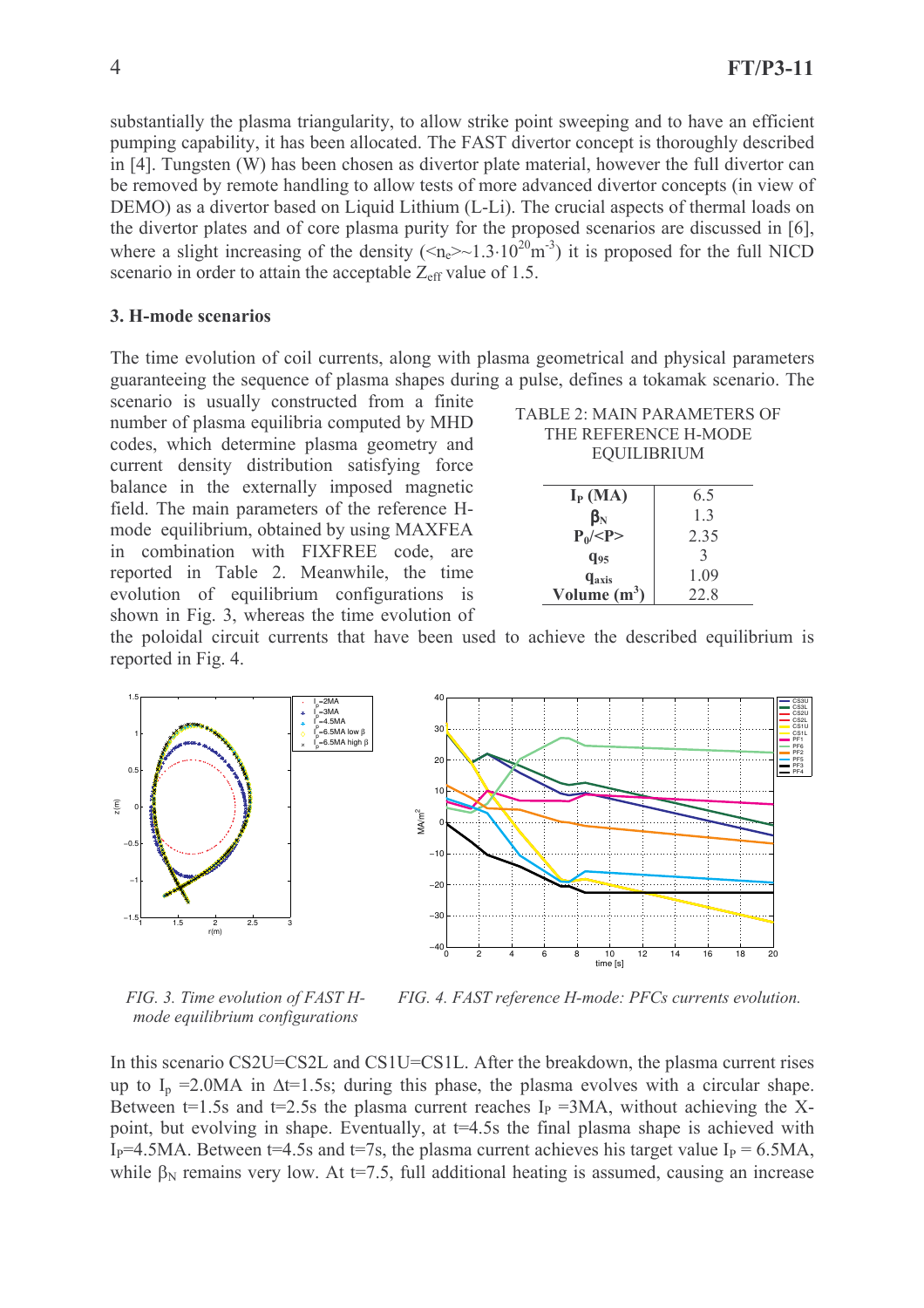substantially the plasma triangularity, to allow strike point sweeping and to have an efficient pumping capability, it has been allocated. The FAST divertor concept is thoroughly described in [4]. Tungsten (W) has been chosen as divertor plate material, however the full divertor can be removed by remote handling to allow tests of more advanced divertor concepts (in view of DEMO) as a divertor based on Liquid Lithium (L-Li). The crucial aspects of thermal loads on the divertor plates and of core plasma purity for the proposed scenarios are discussed in [6], where a slight increasing of the density ($<n_e>\sim 1.3\cdot 10^{20}m^{-3}$) it is proposed for the full NICD scenario in order to attain the acceptable $Z_{eff}$ value of 1.5.

### 3. H-mode scenarios

The time evolution of coil currents, along with plasma geometrical and physical parameters guaranteeing the sequence of plasma shapes during a pulse, defines a tokamak scenario. The scenario is usually constructed from a finite number of plasma equilibria computed by MHD codes, which determine plasma geometry and current density distribution satisfying force balance in the externally imposed magnetic field. The main parameters of the reference H-mode equilibrium, obtained by using MAXFEA in combination with FIXFREE code, are reported in Table 2. Meanwhile, the time evolution of equilibrium configurations is shown in Fig. 3, whereas the time evolution of the poloidal circuit currents that have been used to achieve the described equilibrium is reported in Fig. 4.

TABLE 2: MAIN PARAMETERS OF THE REFERENCE H-MODE EQUILIBRIUM

| Parameter | Value |
|---|---|
| $I_P$ (MA) | 6.5 |
| $\beta_N$ | 1.3 |
| $P_0/<P>$ | 2.35 |
| $q_{95}$ | 3 |
| $q_{axis}$ | 1.09 |
| Volume ($m^3$) | 22.8 |

*FIG. 3. Time evolution of FAST H-mode equilibrium configurations*

*FIG. 4. FAST reference H-mode: PFCs currents evolution.*

In this scenario CS2U=CS2L and CS1U=CS1L. After the breakdown, the plasma current rises up to $I_p$ =2.0MA in $\Delta t$=1.5s; during this phase, the plasma evolves with a circular shape. Between t=1.5s and t=2.5s the plasma current reaches $I_P$ =3MA, without achieving the X-point, but evolving in shape. Eventually, at t=4.5s the final plasma shape is achieved with $I_P$=4.5MA. Between t=4.5s and t=7s, the plasma current achieves his target value $I_P$ = 6.5MA, while $\beta_N$ remains very low. At t=7.5, full additional heating is assumed, causing an increase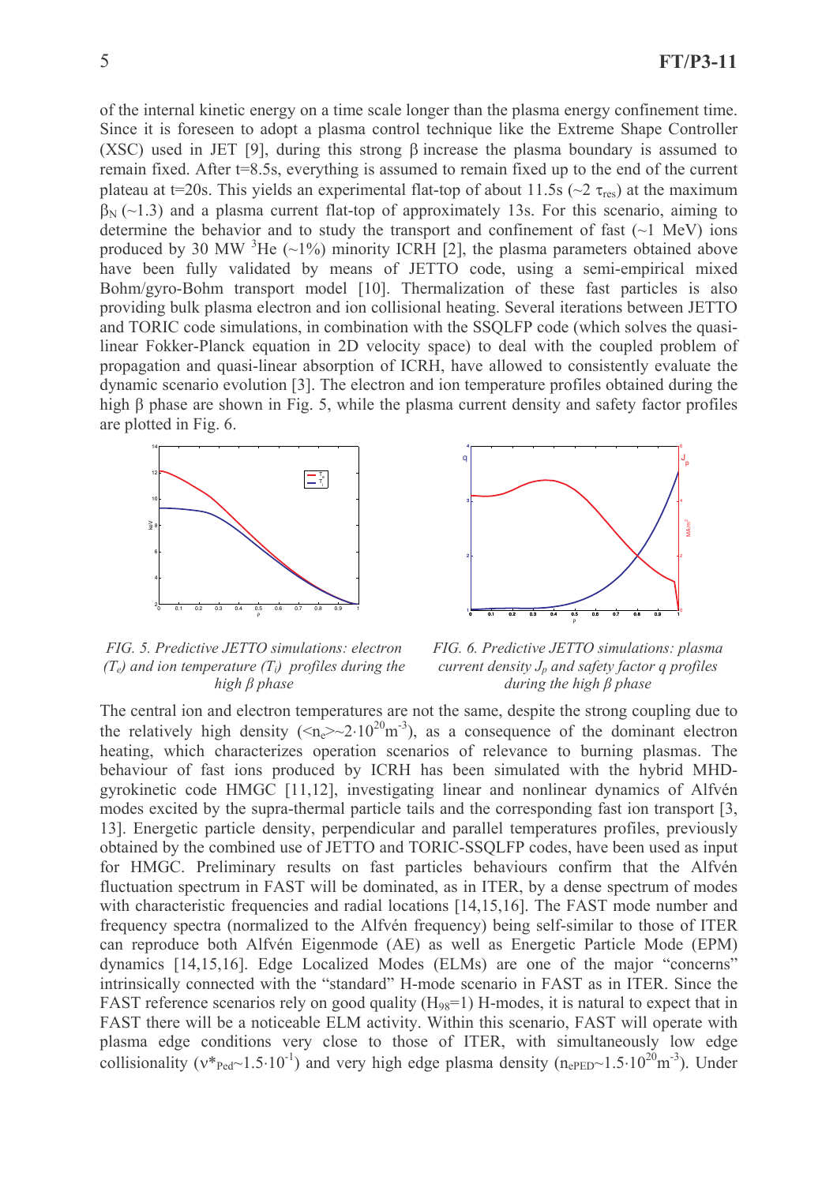of the internal kinetic energy on a time scale longer than the plasma energy confinement time. Since it is foreseen to adopt a plasma control technique like the Extreme Shape Controller (XSC) used in JET [9], during this strong β increase the plasma boundary is assumed to remain fixed. After t=8.5s, everything is assumed to remain fixed up to the end of the current plateau at t=20s. This yields an experimental flat-top of about 11.5s (~2 $\tau_{res}$) at the maximum $\beta_N$ (~1.3) and a plasma current flat-top of approximately 13s. For this scenario, aiming to determine the behavior and to study the transport and confinement of fast (~1 MeV) ions produced by 30 MW $^3$He (~1%) minority ICRH [2], the plasma parameters obtained above have been fully validated by means of JETTO code, using a semi-empirical mixed Bohm/gyro-Bohm transport model [10]. Thermalization of these fast particles is also providing bulk plasma electron and ion collisional heating. Several iterations between JETTO and TORIC code simulations, in combination with the SSQLFP code (which solves the quasi-linear Fokker-Planck equation in 2D velocity space) to deal with the coupled problem of propagation and quasi-linear absorption of ICRH, have allowed to consistently evaluate the dynamic scenario evolution [3]. The electron and ion temperature profiles obtained during the high β phase are shown in Fig. 5, while the plasma current density and safety factor profiles are plotted in Fig. 6.

*FIG. 5. Predictive JETTO simulations: electron ($T_e$) and ion temperature ($T_i$) profiles during the high β phase*

*FIG. 6. Predictive JETTO simulations: plasma current density $J_p$ and safety factor q profiles during the high β phase*

The central ion and electron temperatures are not the same, despite the strong coupling due to the relatively high density ($\langle n_e \rangle \sim 2 \cdot 10^{20} m^{-3}$), as a consequence of the dominant electron heating, which characterizes operation scenarios of relevance to burning plasmas. The behaviour of fast ions produced by ICRH has been simulated with the hybrid MHD-gyrokinetic code HMGC [11,12], investigating linear and nonlinear dynamics of Alfvén modes excited by the supra-thermal particle tails and the corresponding fast ion transport [3, 13]. Energetic particle density, perpendicular and parallel temperatures profiles, previously obtained by the combined use of JETTO and TORIC-SSQLFP codes, have been used as input for HMGC. Preliminary results on fast particles behaviours confirm that the Alfvén fluctuation spectrum in FAST will be dominated, as in ITER, by a dense spectrum of modes with characteristic frequencies and radial locations [14,15,16]. The FAST mode number and frequency spectra (normalized to the Alfvén frequency) being self-similar to those of ITER can reproduce both Alfvén Eigenmode (AE) as well as Energetic Particle Mode (EPM) dynamics [14,15,16]. Edge Localized Modes (ELMs) are one of the major "concerns" intrinsically connected with the "standard" H-mode scenario in FAST as in ITER. Since the FAST reference scenarios rely on good quality ($H_{98}$=1) H-modes, it is natural to expect that in FAST there will be a noticeable ELM activity. Within this scenario, FAST will operate with plasma edge conditions very close to those of ITER, with simultaneously low edge collisionality ($\nu^*_{Ped} \sim 1.5 \cdot 10^{-1}$) and very high edge plasma density ($n_{ePED} \sim 1.5 \cdot 10^{20} m^{-3}$). Under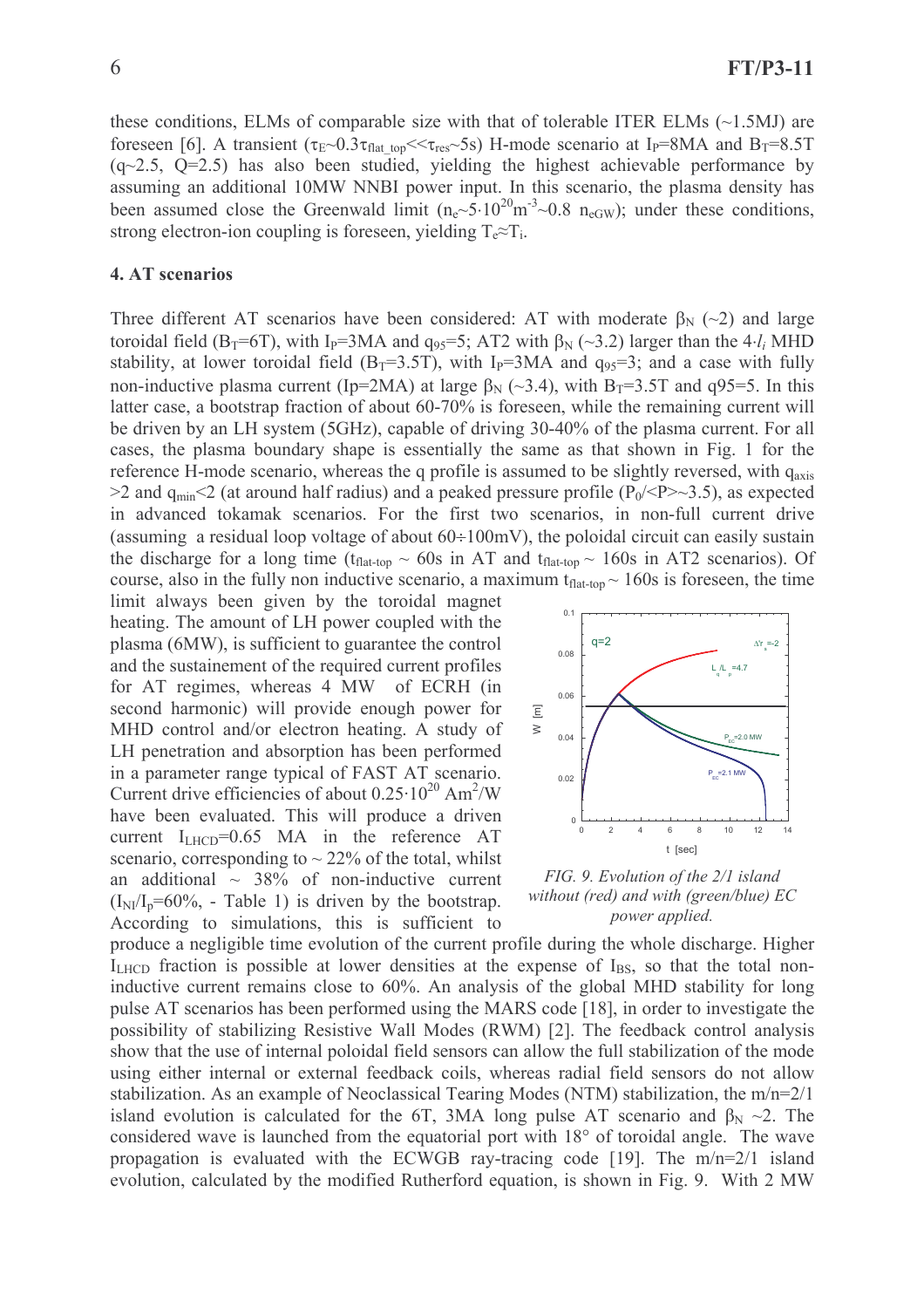these conditions, ELMs of comparable size with that of tolerable ITER ELMs (~1.5MJ) are foreseen [6]. A transient ($\tau_E$~$0.3\tau_{flat\_top}$<<$\tau_{res}$~5s) H-mode scenario at $I_P$=8MA and $B_T$=8.5T (q~2.5, Q=2.5) has also been studied, yielding the highest achievable performance by assuming an additional 10MW NNBI power input. In this scenario, the plasma density has been assumed close the Greenwald limit ($n_e$~$5\cdot10^{20}$m$^{-3}$~0.8 $n_{eGW}$); under these conditions, strong electron-ion coupling is foreseen, yielding $T_e \approx T_i$.

## 4. AT scenarios

Three different AT scenarios have been considered: AT with moderate $\beta_N$ (~2) and large toroidal field ($B_T$=6T), with $I_P$=3MA and $q_{95}$=5; AT2 with $\beta_N$ (~3.2) larger than the $4\cdot l_i$ MHD stability, at lower toroidal field ($B_T$=3.5T), with $I_P$=3MA and $q_{95}$=3; and a case with fully non-inductive plasma current (Ip=2MA) at large $\beta_N$ (~3.4), with $B_T$=3.5T and q95=5. In this latter case, a bootstrap fraction of about 60-70% is foreseen, while the remaining current will be driven by an LH system (5GHz), capable of driving 30-40% of the plasma current. For all cases, the plasma boundary shape is essentially the same as that shown in Fig. 1 for the reference H-mode scenario, whereas the q profile is assumed to be slightly reversed, with $q_{axis}$ >2 and $q_{min}$<2 (at around half radius) and a peaked pressure profile ($P_0$/<P>~3.5), as expected in advanced tokamak scenarios. For the first two scenarios, in non-full current drive (assuming a residual loop voltage of about 60÷100mV), the poloidal circuit can easily sustain the discharge for a long time ($t_{flat\text{-}top}$ ~ 60s in AT and $t_{flat\text{-}top}$ ~ 160s in AT2 scenarios). Of course, also in the fully non inductive scenario, a maximum $t_{flat\text{-}top}$ ~ 160s is foreseen, the time limit always been given by the toroidal magnet heating. The amount of LH power coupled with the plasma (6MW), is sufficient to guarantee the control and the sustainement of the required current profiles for AT regimes, whereas 4 MW of ECRH (in second harmonic) will provide enough power for MHD control and/or electron heating. A study of LH penetration and absorption has been performed in a parameter range typical of FAST AT scenario. Current drive efficiencies of about $0.25\cdot10^{20}$ Am$^2$/W have been evaluated. This will produce a driven current $I_{LHCD}$=0.65 MA in the reference AT scenario, corresponding to ~ 22% of the total, whilst an additional ~ 38% of non-inductive current ($I_{NI}/I_p$=60%, - Table 1) is driven by the bootstrap. According to simulations, this is sufficient to produce a negligible time evolution of the current profile during the whole discharge. Higher $I_{LHCD}$ fraction is possible at lower densities at the expense of $I_{BS}$, so that the total non-inductive current remains close to 60%. An analysis of the global MHD stability for long pulse AT scenarios has been performed using the MARS code [18], in order to investigate the possibility of stabilizing Resistive Wall Modes (RWM) [2]. The feedback control analysis show that the use of internal poloidal field sensors can allow the full stabilization of the mode using either internal or external feedback coils, whereas radial field sensors do not allow stabilization. As an example of Neoclassical Tearing Modes (NTM) stabilization, the m/n=2/1 island evolution is calculated for the 6T, 3MA long pulse AT scenario and $\beta_N$ ~2. The considered wave is launched from the equatorial port with 18° of toroidal angle. The wave propagation is evaluated with the ECWGB ray-tracing code [19]. The m/n=2/1 island evolution, calculated by the modified Rutherford equation, is shown in Fig. 9. With 2 MW

*FIG. 9. Evolution of the 2/1 island without (red) and with (green/blue) EC power applied.*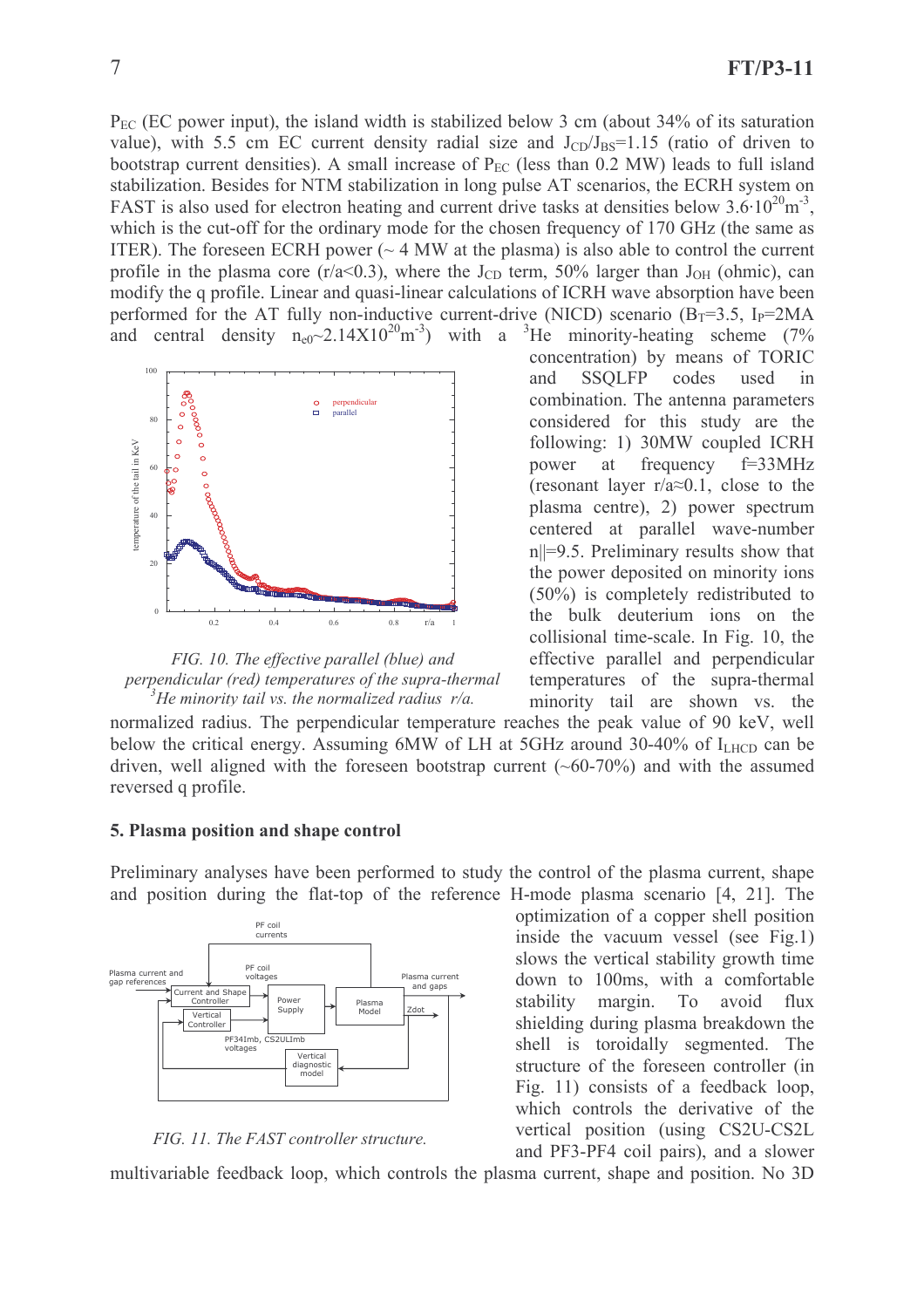$P_{EC}$ (EC power input), the island width is stabilized below 3 cm (about 34% of its saturation value), with 5.5 cm EC current density radial size and $J_{CD}/J_{BS}$=1.15 (ratio of driven to bootstrap current densities). A small increase of $P_{EC}$ (less than 0.2 MW) leads to full island stabilization. Besides for NTM stabilization in long pulse AT scenarios, the ECRH system on FAST is also used for electron heating and current drive tasks at densities below $3.6 \cdot 10^{20} m^{-3}$, which is the cut-off for the ordinary mode for the chosen frequency of 170 GHz (the same as ITER). The foreseen ECRH power (~ 4 MW at the plasma) is also able to control the current profile in the plasma core (r/a<0.3), where the $J_{CD}$ term, 50% larger than $J_{OH}$ (ohmic), can modify the q profile. Linear and quasi-linear calculations of ICRH wave absorption have been performed for the AT fully non-inductive current-drive (NICD) scenario ($B_T$=3.5, $I_P$=2MA and central density $n_{e0}$~$2.14 X 10^{20} m^{-3}$) with a $^3$He minority-heating scheme (7% concentration) by means of TORIC and SSQLFP codes used in combination. The antenna parameters considered for this study are the following: 1) 30MW coupled ICRH power at frequency f=33MHz (resonant layer r/a≈0.1, close to the plasma centre), 2) power spectrum centered at parallel wave-number n||=9.5. Preliminary results show that the power deposited on minority ions (50%) is completely redistributed to the bulk deuterium ions on the collisional time-scale. In Fig. 10, the effective parallel and perpendicular temperatures of the supra-thermal minority tail are shown vs. the normalized radius. The perpendicular temperature reaches the peak value of 90 keV, well below the critical energy. Assuming 6MW of LH at 5GHz around 30-40% of $I_{LHCD}$ can be driven, well aligned with the foreseen bootstrap current (~60-70%) and with the assumed reversed q profile.

*FIG. 10. The effective parallel (blue) and perpendicular (red) temperatures of the supra-thermal $^3$He minority tail vs. the normalized radius r/a.*

## 5. Plasma position and shape control

Preliminary analyses have been performed to study the control of the plasma current, shape and position during the flat-top of the reference H-mode plasma scenario [4, 21]. The optimization of a copper shell position inside the vacuum vessel (see Fig.1) slows the vertical stability growth time down to 100ms, with a comfortable stability margin. To avoid flux shielding during plasma breakdown the shell is toroidally segmented. The structure of the foreseen controller (in Fig. 11) consists of a feedback loop, which controls the derivative of the vertical position (using CS2U-CS2L and PF3-PF4 coil pairs), and a slower multivariable feedback loop, which controls the plasma current, shape and position. No 3D

*FIG. 11. The FAST controller structure.*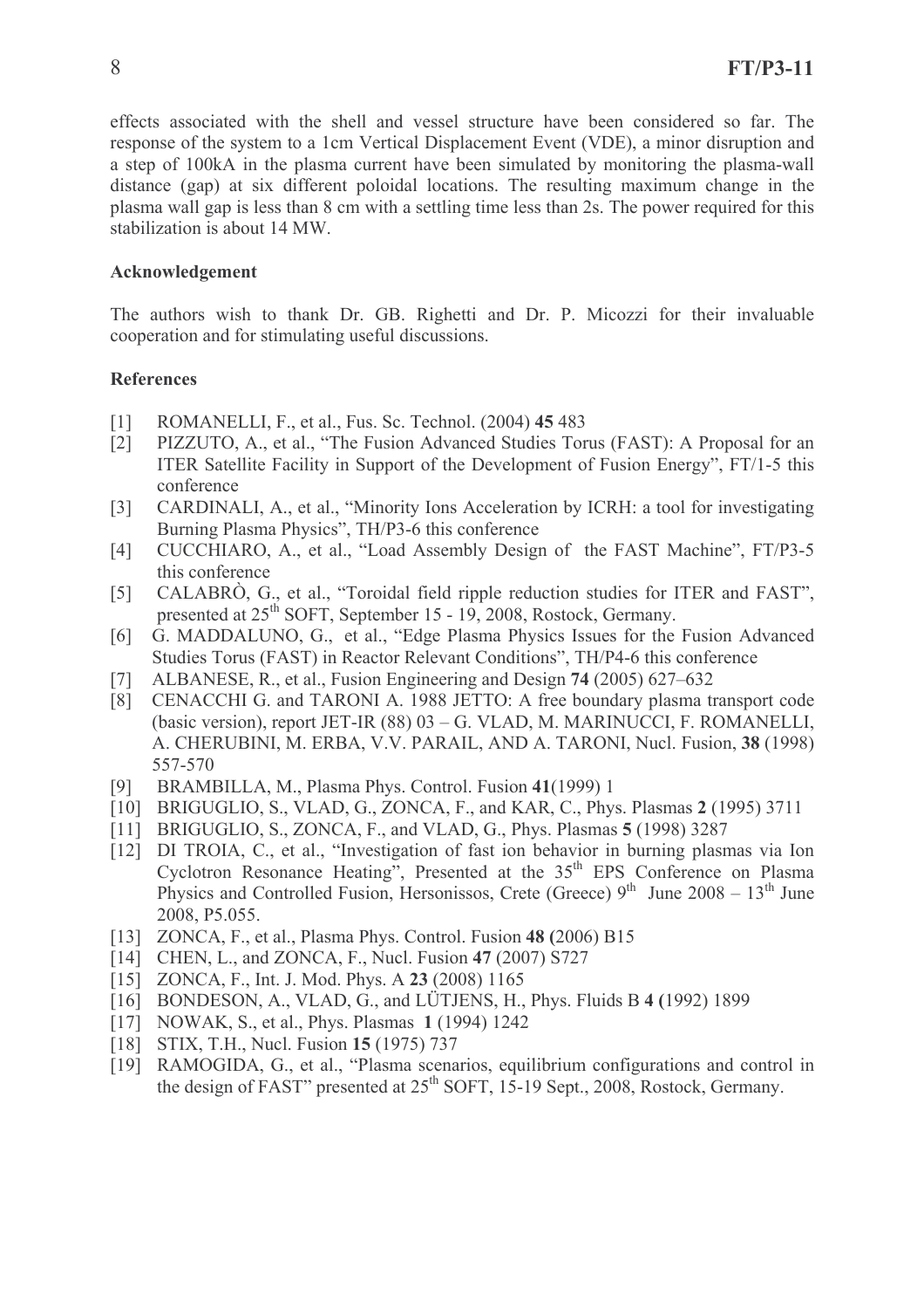effects associated with the shell and vessel structure have been considered so far. The response of the system to a 1cm Vertical Displacement Event (VDE), a minor disruption and a step of 100kA in the plasma current have been simulated by monitoring the plasma-wall distance (gap) at six different poloidal locations. The resulting maximum change in the plasma wall gap is less than 8 cm with a settling time less than 2s. The power required for this stabilization is about 14 MW.

**Acknowledgement**

The authors wish to thank Dr. GB. Righetti and Dr. P. Micozzi for their invaluable cooperation and for stimulating useful discussions.

**References**

[1] ROMANELLI, F., et al., Fus. Sc. Technol. (2004) **45** 483
[2] PIZZUTO, A., et al., "The Fusion Advanced Studies Torus (FAST): A Proposal for an ITER Satellite Facility in Support of the Development of Fusion Energy", FT/1-5 this conference
[3] CARDINALI, A., et al., "Minority Ions Acceleration by ICRH: a tool for investigating Burning Plasma Physics", TH/P3-6 this conference
[4] CUCCHIARO, A., et al., "Load Assembly Design of the FAST Machine", FT/P3-5 this conference
[5] CALABRÒ, G., et al., "Toroidal field ripple reduction studies for ITER and FAST", presented at 25th SOFT, September 15 - 19, 2008, Rostock, Germany.
[6] G. MADDALUNO, G., et al., "Edge Plasma Physics Issues for the Fusion Advanced Studies Torus (FAST) in Reactor Relevant Conditions", TH/P4-6 this conference
[7] ALBANESE, R., et al., Fusion Engineering and Design **74** (2005) 627–632
[8] CENACCHI G. and TARONI A. 1988 JETTO: A free boundary plasma transport code (basic version), report JET-IR (88) 03 – G. VLAD, M. MARINUCCI, F. ROMANELLI, A. CHERUBINI, M. ERBA, V.V. PARAIL, AND A. TARONI, Nucl. Fusion, **38** (1998) 557-570
[9] BRAMBILLA, M., Plasma Phys. Control. Fusion **41**(1999) 1
[10] BRIGUGLIO, S., VLAD, G., ZONCA, F., and KAR, C., Phys. Plasmas **2** (1995) 3711
[11] BRIGUGLIO, S., ZONCA, F., and VLAD, G., Phys. Plasmas **5** (1998) 3287
[12] DI TROIA, C., et al., "Investigation of fast ion behavior in burning plasmas via Ion Cyclotron Resonance Heating", Presented at the 35th EPS Conference on Plasma Physics and Controlled Fusion, Hersonissos, Crete (Greece) 9th June 2008 – 13th June 2008, P5.055.
[13] ZONCA, F., et al., Plasma Phys. Control. Fusion **48 (**2006) B15
[14] CHEN, L., and ZONCA, F., Nucl. Fusion **47** (2007) S727
[15] ZONCA, F., Int. J. Mod. Phys. A **23** (2008) 1165
[16] BONDESON, A., VLAD, G., and LÜTJENS, H., Phys. Fluids B **4 (**1992) 1899
[17] NOWAK, S., et al., Phys. Plasmas **1** (1994) 1242
[18] STIX, T.H., Nucl. Fusion **15** (1975) 737
[19] RAMOGIDA, G., et al., "Plasma scenarios, equilibrium configurations and control in the design of FAST" presented at 25th SOFT, 15-19 Sept., 2008, Rostock, Germany.